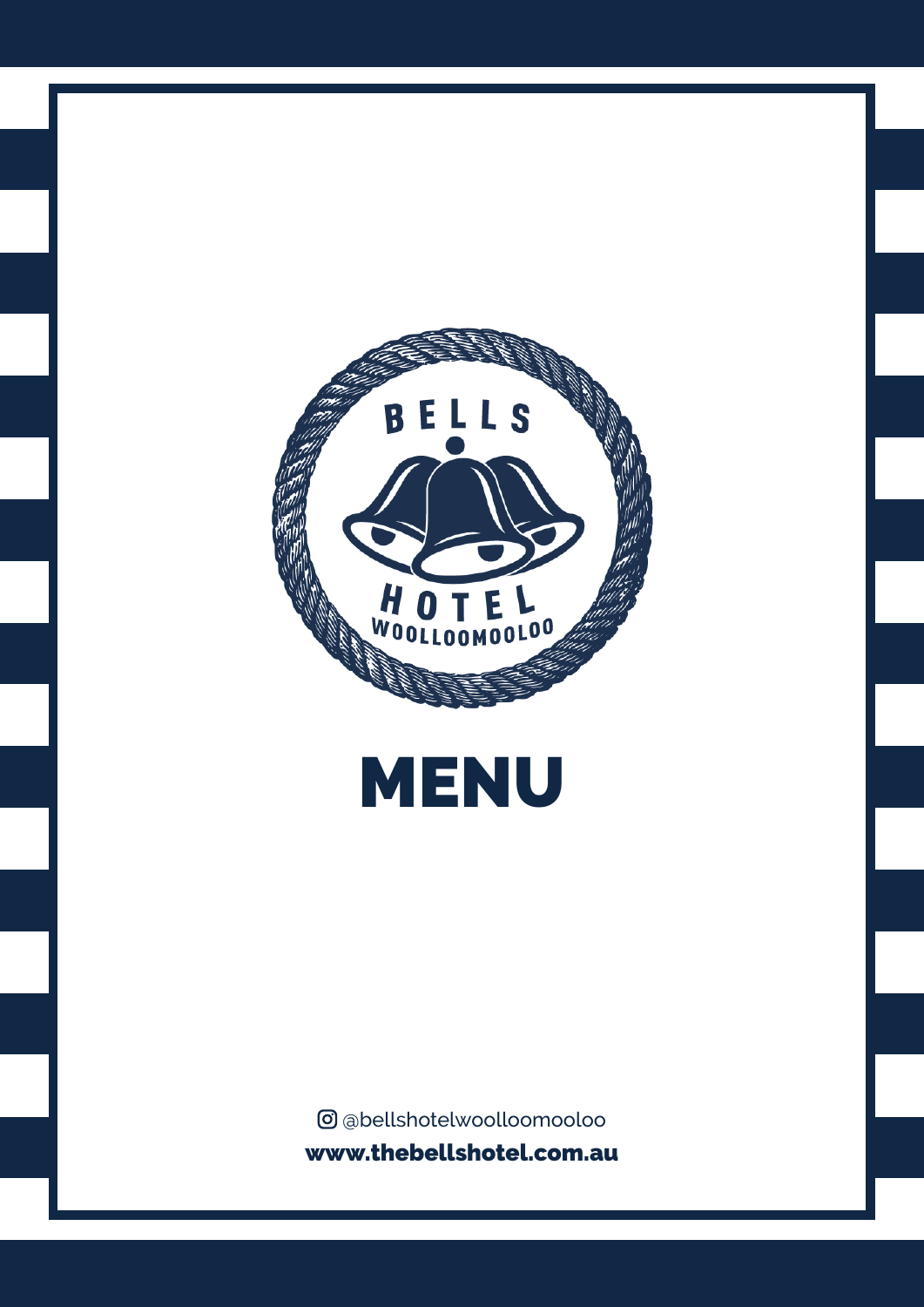BELLS HOTEL WOOLLOOMOOLOO

# MENU

@bellshotelwoolloomooloo

**www.thebellshotel.com.au**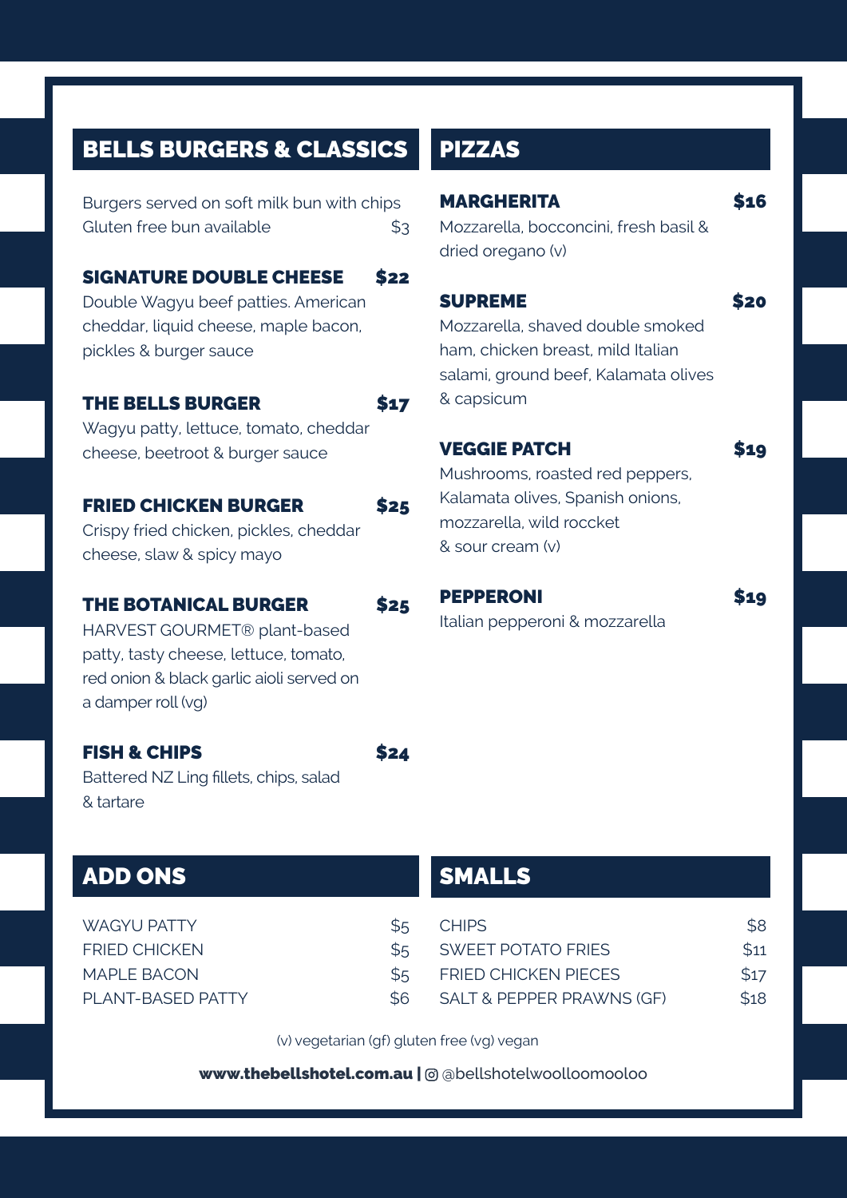## BELLS BURGERS & CLASSICS

Burgers served on soft milk bun with chips
Gluten free bun available $3

### SIGNATURE DOUBLE CHEESE $22

Double Wagyu beef patties. American cheddar, liquid cheese, maple bacon, pickles & burger sauce

### THE BELLS BURGER $17

Wagyu patty, lettuce, tomato, cheddar cheese, beetroot & burger sauce

### FRIED CHICKEN BURGER $25

Crispy fried chicken, pickles, cheddar cheese, slaw & spicy mayo

### THE BOTANICAL BURGER $25

HARVEST GOURMET® plant-based patty, tasty cheese, lettuce, tomato, red onion & black garlic aioli served on a damper roll (vg)

### FISH & CHIPS $24

Battered NZ Ling fillets, chips, salad & tartare

## PIZZAS

### MARGHERITA $16

Mozzarella, bocconcini, fresh basil & dried oregano (v)

### SUPREME $20

Mozzarella, shaved double smoked ham, chicken breast, mild Italian salami, ground beef, Kalamata olives & capsicum

### VEGGIE PATCH $19

Mushrooms, roasted red peppers, Kalamata olives, Spanish onions, mozzarella, wild roccket & sour cream (v)

### PEPPERONI $19

Italian pepperoni & mozzarella

## ADD ONS

| Item | Price |
|---|---|
| WAGYU PATTY | $5 |
| FRIED CHICKEN | $5 |
| MAPLE BACON | $5 |
| PLANT-BASED PATTY | $6 |

## SMALLS

| Item | Price |
|---|---|
| CHIPS | $8 |
| SWEET POTATO FRIES | $11 |
| FRIED CHICKEN PIECES | $17 |
| SALT & PEPPER PRAWNS (GF) | $18 |

(v) vegetarian (gf) gluten free (vg) vegan

**www.thebellshotel.com.au** | @bellshotelwoolloomooloo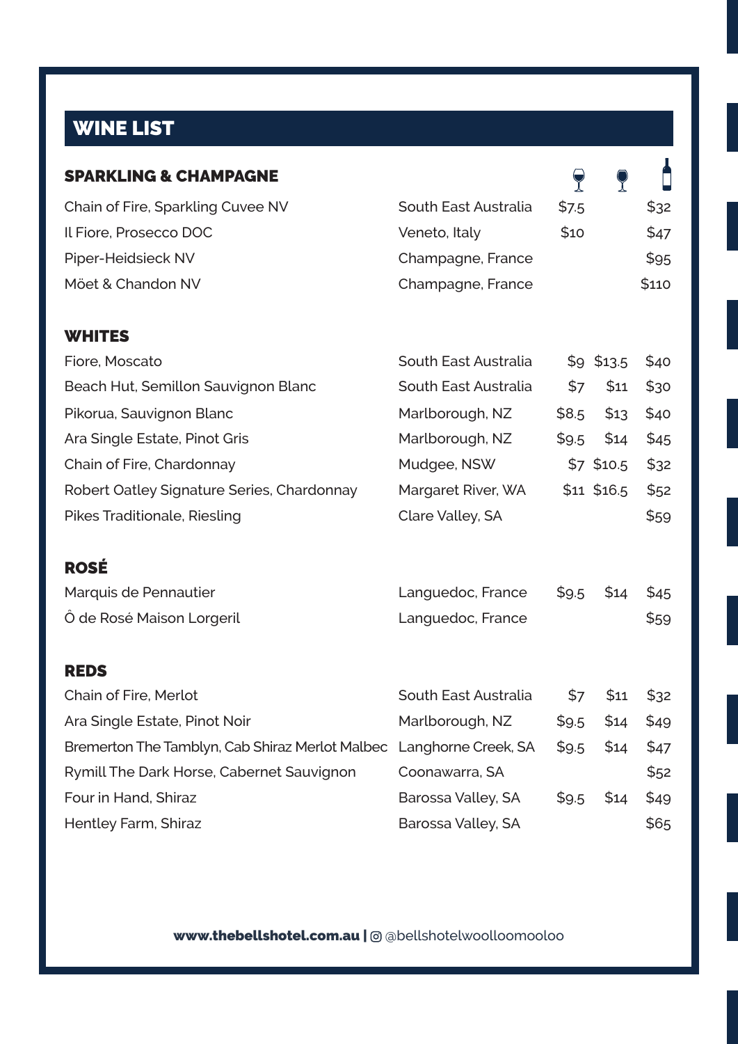## WINE LIST

### SPARKLING & CHAMPAGNE

| | | Glass | Glass | Bottle |
|---|---|---|---|---|
| Chain of Fire, Sparkling Cuvee NV | South East Australia | $7.5 | | $32 |
| Il Fiore, Prosecco DOC | Veneto, Italy | $10 | | $47 |
| Piper-Heidsieck NV | Champagne, France | | | $95 |
| Möet & Chandon NV | Champagne, France | | | $110 |

### WHITES

| | | Glass | Glass | Bottle |
|---|---|---|---|---|
| Fiore, Moscato | South East Australia | $9 | $13.5 | $40 |
| Beach Hut, Semillon Sauvignon Blanc | South East Australia | $7 | $11 | $30 |
| Pikorua, Sauvignon Blanc | Marlborough, NZ | $8.5 | $13 | $40 |
| Ara Single Estate, Pinot Gris | Marlborough, NZ | $9.5 | $14 | $45 |
| Chain of Fire, Chardonnay | Mudgee, NSW | $7 | $10.5 | $32 |
| Robert Oatley Signature Series, Chardonnay | Margaret River, WA | $11 | $16.5 | $52 |
| Pikes Traditionale, Riesling | Clare Valley, SA | | | $59 |

### ROSÉ

| | | Glass | Glass | Bottle |
|---|---|---|---|---|
| Marquis de Pennautier | Languedoc, France | $9.5 | $14 | $45 |
| Ô de Rosé Maison Lorgeril | Languedoc, France | | | $59 |

### REDS

| | | Glass | Glass | Bottle |
|---|---|---|---|---|
| Chain of Fire, Merlot | South East Australia | $7 | $11 | $32 |
| Ara Single Estate, Pinot Noir | Marlborough, NZ | $9.5 | $14 | $49 |
| Bremerton The Tamblyn, Cab Shiraz Merlot Malbec | Langhorne Creek, SA | $9.5 | $14 | $47 |
| Rymill The Dark Horse, Cabernet Sauvignon | Coonawarra, SA | | | $52 |
| Four in Hand, Shiraz | Barossa Valley, SA | $9.5 | $14 | $49 |
| Hentley Farm, Shiraz | Barossa Valley, SA | | | $65 |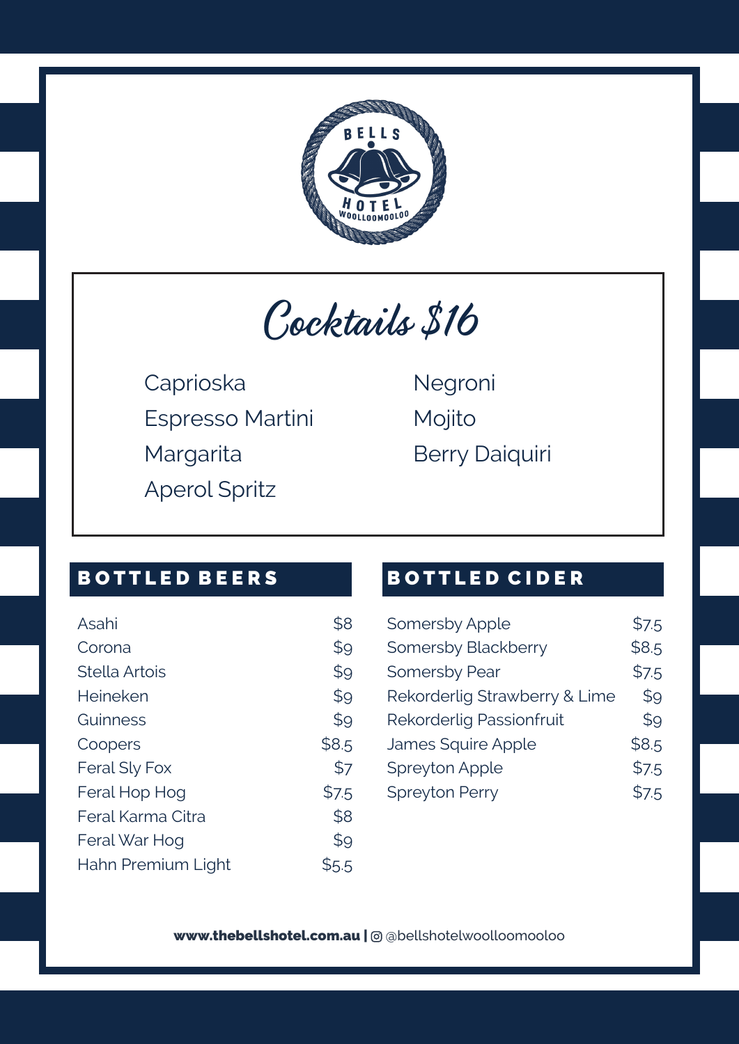BELLS HOTEL WOOLLOOMOOLOO

# Cocktails $16

- Caprioska
- Espresso Martini
- Margarita
- Aperol Spritz
- Negroni
- Mojito
- Berry Daiquiri

## BOTTLED BEERS

| | |
|---|---|
| Asahi | $8 |
| Corona | $9 |
| Stella Artois | $9 |
| Heineken | $9 |
| Guinness | $9 |
| Coopers | $8.5 |
| Feral Sly Fox | $7 |
| Feral Hop Hog | $7.5 |
| Feral Karma Citra | $8 |
| Feral War Hog | $9 |
| Hahn Premium Light | $5.5 |

## BOTTLED CIDER

| | |
|---|---|
| Somersby Apple | $7.5 |
| Somersby Blackberry | $8.5 |
| Somersby Pear | $7.5 |
| Rekorderlig Strawberry & Lime | $9 |
| Rekorderlig Passionfruit | $9 |
| James Squire Apple | $8.5 |
| Spreyton Apple | $7.5 |
| Spreyton Perry | $7.5 |

**www.thebellshotel.com.au** | @bellshotelwoolloomooloo